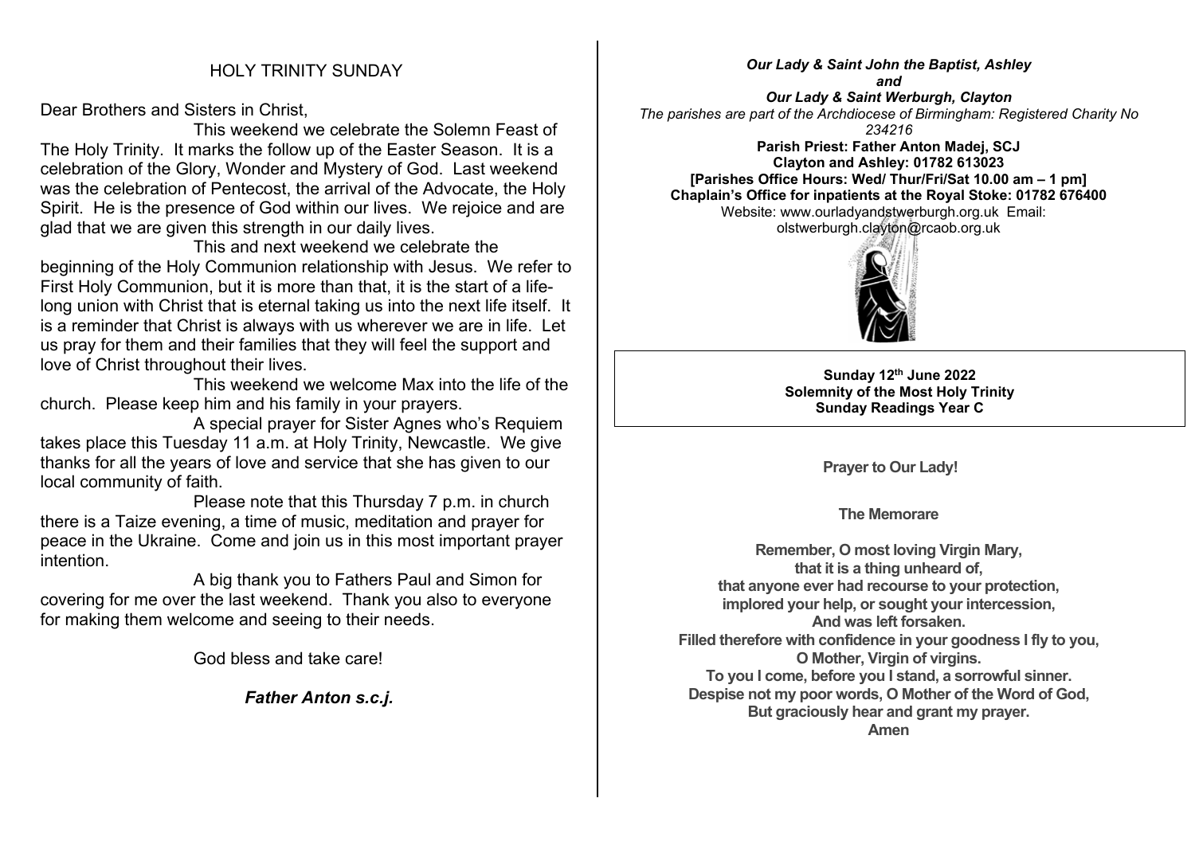## HOLY TRINITY SUNDAY

Dear Brothers and Sisters in Christ,

This weekend we celebrate the Solemn Feast of The Holy Trinity. It marks the follow up of the Easter Season. It is a celebration of the Glory, Wonder and Mystery of God. Last weekend was the celebration of Pentecost, the arrival of the Advocate, the Holy Spirit. He is the presence of God within our lives. We rejoice and are glad that we are given this strength in our daily lives.

This and next weekend we celebrate the beginning of the Holy Communion relationship with Jesus. We refer to First Holy Communion, but it is more than that, it is the start of a life-long union with Christ that is eternal taking us into the next life itself. It is a reminder that Christ is always with us wherever we are in life. Let us pray for them and their families that they will feel the support and love of Christ throughout their lives.

This weekend we welcome Max into the life of the church. Please keep him and his family in your prayers.

A special prayer for Sister Agnes who's Requiem takes place this Tuesday 11 a.m. at Holy Trinity, Newcastle. We give thanks for all the years of love and service that she has given to our local community of faith.

Please note that this Thursday 7 p.m. in church there is a Taize evening, a time of music, meditation and prayer for peace in the Ukraine. Come and join us in this most important prayer intention.

A big thank you to Fathers Paul and Simon for covering for me over the last weekend. Thank you also to everyone for making them welcome and seeing to their needs.

God bless and take care!

***Father Anton s.c.j.***

***Our Lady & Saint John the Baptist, Ashley***
***and***
***Our Lady & Saint Werburgh, Clayton***

*The parishes are part of the Archdiocese of Birmingham: Registered Charity No 234216*

**Parish Priest: Father Anton Madej, SCJ**
**Clayton and Ashley: 01782 613023**
**[Parishes Office Hours: Wed/ Thur/Fri/Sat 10.00 am – 1 pm]**
**Chaplain's Office for inpatients at the Royal Stoke: 01782 676400**

Website: www.ourladyandstwerburgh.org.uk Email: olstwerburgh.clayton@rcaob.org.uk

**Sunday 12th June 2022**
**Solemnity of the Most Holy Trinity**
**Sunday Readings Year C**

**Prayer to Our Lady!**

**The Memorare**

**Remember, O most loving Virgin Mary,**
**that it is a thing unheard of,**
**that anyone ever had recourse to your protection,**
**implored your help, or sought your intercession,**
**And was left forsaken.**
**Filled therefore with confidence in your goodness I fly to you,**
**O Mother, Virgin of virgins.**
**To you I come, before you I stand, a sorrowful sinner.**
**Despise not my poor words, O Mother of the Word of God,**
**But graciously hear and grant my prayer.**
**Amen**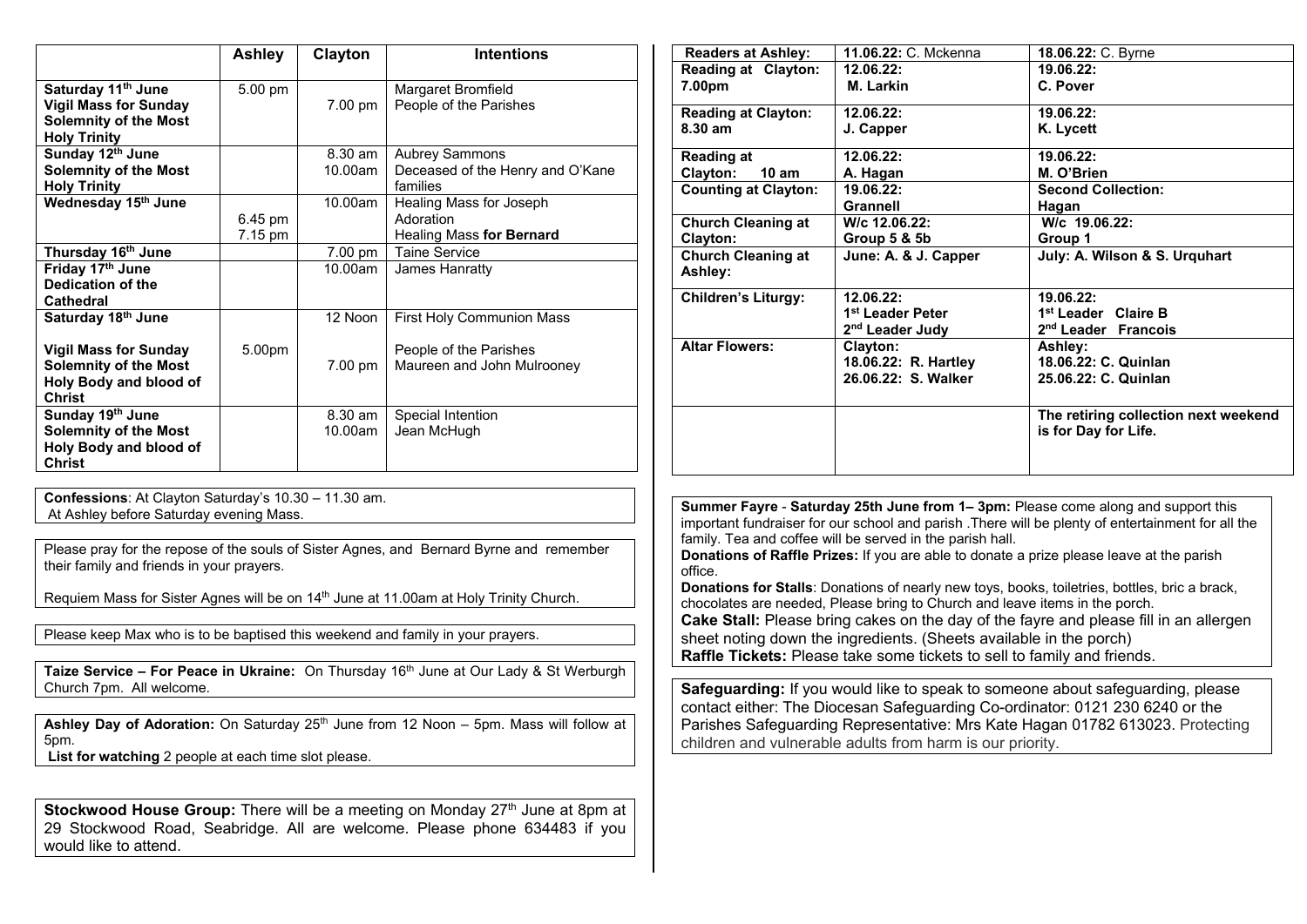| | Ashley | Clayton | Intentions |
|---|---|---|---|
| **Saturday 11th June** **Vigil Mass for Sunday Solemnity of the Most Holy Trinity** | 5.00 pm | 7.00 pm | Margaret Bromfield People of the Parishes |
| **Sunday 12th June** **Solemnity of the Most Holy Trinity** | | 8.30 am 10.00am | Aubrey Sammons Deceased of the Henry and O'Kane families |
| **Wednesday 15th June** | 6.45 pm 7.15 pm | 10.00am | Healing Mass for Joseph Adoration Healing Mass **for Bernard** |
| **Thursday 16th June** | | 7.00 pm | Taine Service |
| **Friday 17th June** **Dedication of the Cathedral** | | 10.00am | James Hanratty |
| **Saturday 18th June** | | 12 Noon | First Holy Communion Mass |
| **Vigil Mass for Sunday Solemnity of the Most Holy Body and blood of Christ** | 5.00pm | 7.00 pm | People of the Parishes Maureen and John Mulrooney |
| **Sunday 19th June** **Solemnity of the Most Holy Body and blood of Christ** | | 8.30 am 10.00am | Special Intention Jean McHugh |

**Confessions**: At Clayton Saturday's 10.30 – 11.30 am.
At Ashley before Saturday evening Mass.

Please pray for the repose of the souls of Sister Agnes, and Bernard Byrne and remember their family and friends in your prayers.

Requiem Mass for Sister Agnes will be on 14th June at 11.00am at Holy Trinity Church.

Please keep Max who is to be baptised this weekend and family in your prayers.

**Taize Service – For Peace in Ukraine:** On Thursday 16th June at Our Lady & St Werburgh Church 7pm. All welcome.

**Ashley Day of Adoration:** On Saturday 25th June from 12 Noon – 5pm. Mass will follow at 5pm.
**List for watching** 2 people at each time slot please.

**Stockwood House Group:** There will be a meeting on Monday 27th June at 8pm at 29 Stockwood Road, Seabridge. All are welcome. Please phone 634483 if you would like to attend.

| | | |
|---|---|---|
| **Readers at Ashley:** | **11.06.22:** C. Mckenna | **18.06.22:** C. Byrne |
| **Reading at Clayton: 7.00pm** | **12.06.22: M. Larkin** | **19.06.22: C. Pover** |
| **Reading at Clayton: 8.30 am** | **12.06.22: J. Capper** | **19.06.22: K. Lycett** |
| **Reading at Clayton: 10 am** | **12.06.22: A. Hagan** | **19.06.22: M. O'Brien** |
| **Counting at Clayton:** | **19.06.22: Grannell** | **Second Collection: Hagan** |
| **Church Cleaning at Clayton:** | **W/c 12.06.22: Group 5 & 5b** | **W/c 19.06.22: Group 1** |
| **Church Cleaning at Ashley:** | **June: A. & J. Capper** | **July: A. Wilson & S. Urquhart** |
| **Children's Liturgy:** | **12.06.22: 1st Leader Peter 2nd Leader Judy** | **19.06.22: 1st Leader Claire B 2nd Leader Francois** |
| **Altar Flowers:** | **Clayton: 18.06.22: R. Hartley 26.06.22: S. Walker** | **Ashley: 18.06.22: C. Quinlan 25.06.22: C. Quinlan** |
| | | **The retiring collection next weekend is for Day for Life.** |

**Summer Fayre** - **Saturday 25th June from 1– 3pm:** Please come along and support this important fundraiser for our school and parish .There will be plenty of entertainment for all the family. Tea and coffee will be served in the parish hall.
**Donations of Raffle Prizes:** If you are able to donate a prize please leave at the parish office.
**Donations for Stalls**: Donations of nearly new toys, books, toiletries, bottles, bric a brack, chocolates are needed, Please bring to Church and leave items in the porch.
**Cake Stall:** Please bring cakes on the day of the fayre and please fill in an allergen sheet noting down the ingredients. (Sheets available in the porch)
**Raffle Tickets:** Please take some tickets to sell to family and friends.

**Safeguarding:** If you would like to speak to someone about safeguarding, please contact either: The Diocesan Safeguarding Co-ordinator: 0121 230 6240 or the Parishes Safeguarding Representative: Mrs Kate Hagan 01782 613023. Protecting children and vulnerable adults from harm is our priority.